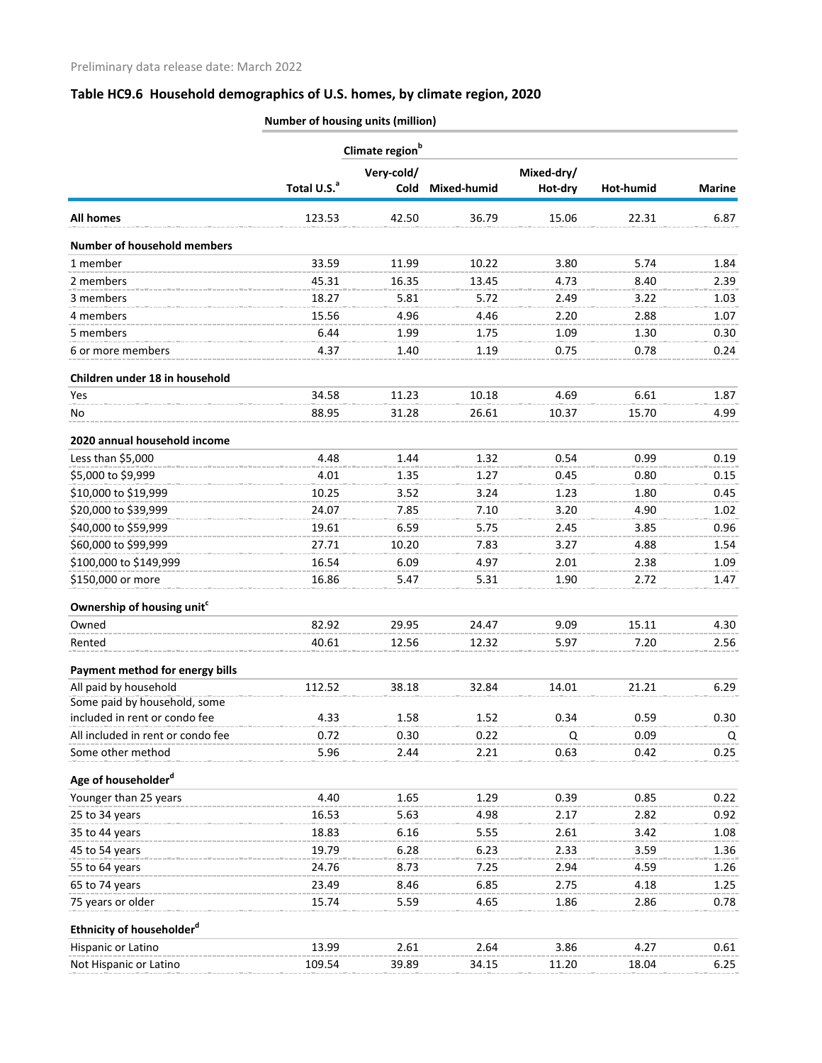Preliminary data release date: March 2022

## Table HC9.6 Household demographics of U.S. homes, by climate region, 2020

| | Number of housing units (million) | | | | | |
|---|---|---|---|---|---|---|
| | | Climate region[b] | | | | |
| | Total U.S.[a] | Very-cold/ Cold | Mixed-humid | Mixed-dry/ Hot-dry | Hot-humid | Marine |
| **All homes** | 123.53 | 42.50 | 36.79 | 15.06 | 22.31 | 6.87 |
| **Number of household members** | | | | | | |
| 1 member | 33.59 | 11.99 | 10.22 | 3.80 | 5.74 | 1.84 |
| 2 members | 45.31 | 16.35 | 13.45 | 4.73 | 8.40 | 2.39 |
| 3 members | 18.27 | 5.81 | 5.72 | 2.49 | 3.22 | 1.03 |
| 4 members | 15.56 | 4.96 | 4.46 | 2.20 | 2.88 | 1.07 |
| 5 members | 6.44 | 1.99 | 1.75 | 1.09 | 1.30 | 0.30 |
| 6 or more members | 4.37 | 1.40 | 1.19 | 0.75 | 0.78 | 0.24 |
| **Children under 18 in household** | | | | | | |
| Yes | 34.58 | 11.23 | 10.18 | 4.69 | 6.61 | 1.87 |
| No | 88.95 | 31.28 | 26.61 | 10.37 | 15.70 | 4.99 |
| **2020 annual household income** | | | | | | |
| Less than $5,000 | 4.48 | 1.44 | 1.32 | 0.54 | 0.99 | 0.19 |
| $5,000 to $9,999 | 4.01 | 1.35 | 1.27 | 0.45 | 0.80 | 0.15 |
| $10,000 to $19,999 | 10.25 | 3.52 | 3.24 | 1.23 | 1.80 | 0.45 |
| $20,000 to $39,999 | 24.07 | 7.85 | 7.10 | 3.20 | 4.90 | 1.02 |
| $40,000 to $59,999 | 19.61 | 6.59 | 5.75 | 2.45 | 3.85 | 0.96 |
| $60,000 to $99,999 | 27.71 | 10.20 | 7.83 | 3.27 | 4.88 | 1.54 |
| $100,000 to $149,999 | 16.54 | 6.09 | 4.97 | 2.01 | 2.38 | 1.09 |
| $150,000 or more | 16.86 | 5.47 | 5.31 | 1.90 | 2.72 | 1.47 |
| **Ownership of housing unit[c]** | | | | | | |
| Owned | 82.92 | 29.95 | 24.47 | 9.09 | 15.11 | 4.30 |
| Rented | 40.61 | 12.56 | 12.32 | 5.97 | 7.20 | 2.56 |
| **Payment method for energy bills** | | | | | | |
| All paid by household | 112.52 | 38.18 | 32.84 | 14.01 | 21.21 | 6.29 |
| Some paid by household, some included in rent or condo fee | 4.33 | 1.58 | 1.52 | 0.34 | 0.59 | 0.30 |
| All included in rent or condo fee | 0.72 | 0.30 | 0.22 | Q | 0.09 | Q |
| Some other method | 5.96 | 2.44 | 2.21 | 0.63 | 0.42 | 0.25 |
| **Age of householder[d]** | | | | | | |
| Younger than 25 years | 4.40 | 1.65 | 1.29 | 0.39 | 0.85 | 0.22 |
| 25 to 34 years | 16.53 | 5.63 | 4.98 | 2.17 | 2.82 | 0.92 |
| 35 to 44 years | 18.83 | 6.16 | 5.55 | 2.61 | 3.42 | 1.08 |
| 45 to 54 years | 19.79 | 6.28 | 6.23 | 2.33 | 3.59 | 1.36 |
| 55 to 64 years | 24.76 | 8.73 | 7.25 | 2.94 | 4.59 | 1.26 |
| 65 to 74 years | 23.49 | 8.46 | 6.85 | 2.75 | 4.18 | 1.25 |
| 75 years or older | 15.74 | 5.59 | 4.65 | 1.86 | 2.86 | 0.78 |
| **Ethnicity of householder[d]** | | | | | | |
| Hispanic or Latino | 13.99 | 2.61 | 2.64 | 3.86 | 4.27 | 0.61 |
| Not Hispanic or Latino | 109.54 | 39.89 | 34.15 | 11.20 | 18.04 | 6.25 |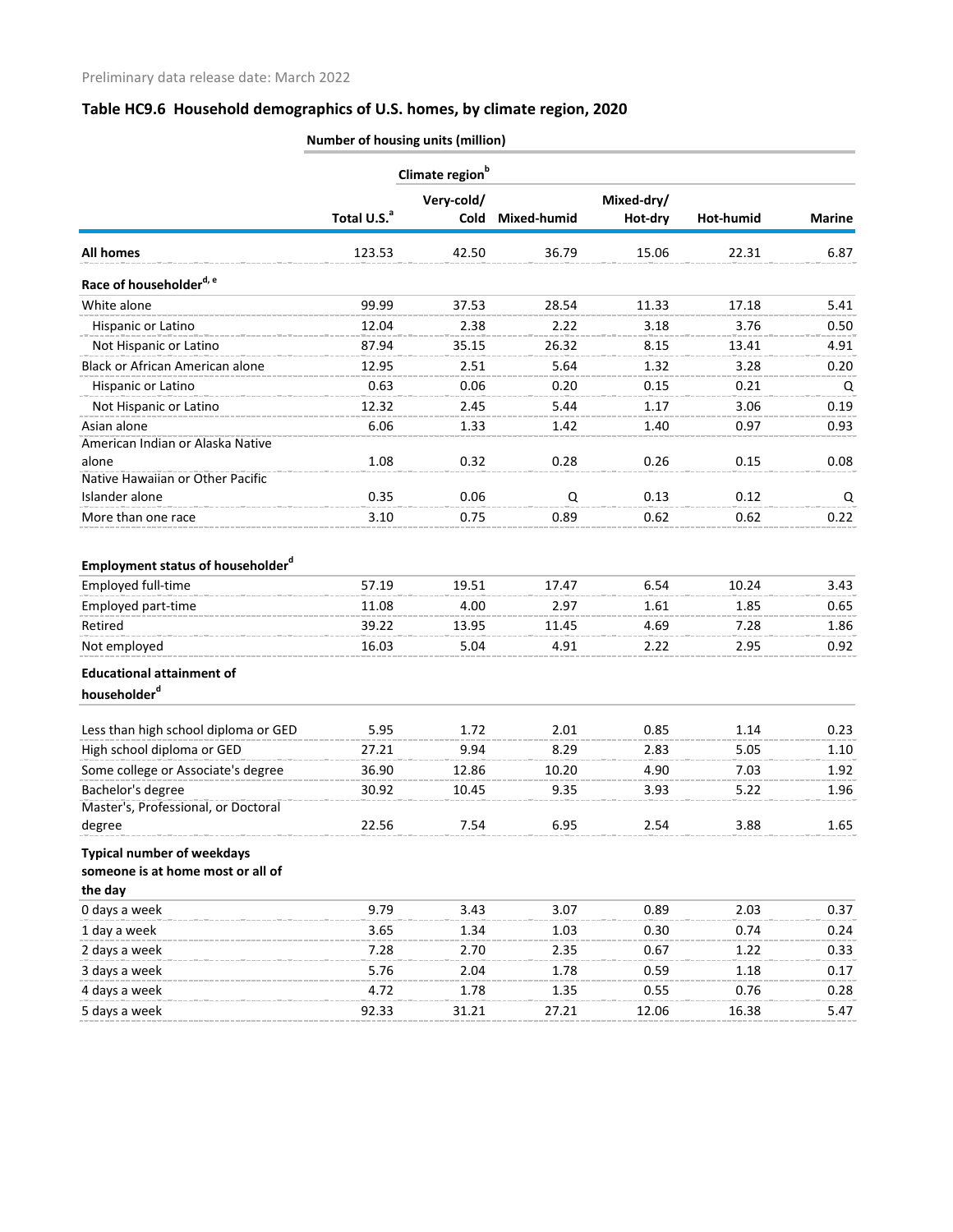Preliminary data release date: March 2022

## Table HC9.6 Household demographics of U.S. homes, by climate region, 2020

| | Number of housing units (million) | | | | | |
|---|---|---|---|---|---|---|
| | | Climate region[b] | | | | |
| | Total U.S.[a] | Very-cold/ Cold | Mixed-humid | Mixed-dry/ Hot-dry | Hot-humid | Marine |
| **All homes** | 123.53 | 42.50 | 36.79 | 15.06 | 22.31 | 6.87 |
| **Race of householder[d, e]** | | | | | | |
| White alone | 99.99 | 37.53 | 28.54 | 11.33 | 17.18 | 5.41 |
| Hispanic or Latino | 12.04 | 2.38 | 2.22 | 3.18 | 3.76 | 0.50 |
| Not Hispanic or Latino | 87.94 | 35.15 | 26.32 | 8.15 | 13.41 | 4.91 |
| Black or African American alone | 12.95 | 2.51 | 5.64 | 1.32 | 3.28 | 0.20 |
| Hispanic or Latino | 0.63 | 0.06 | 0.20 | 0.15 | 0.21 | Q |
| Not Hispanic or Latino | 12.32 | 2.45 | 5.44 | 1.17 | 3.06 | 0.19 |
| Asian alone | 6.06 | 1.33 | 1.42 | 1.40 | 0.97 | 0.93 |
| American Indian or Alaska Native alone | 1.08 | 0.32 | 0.28 | 0.26 | 0.15 | 0.08 |
| Native Hawaiian or Other Pacific Islander alone | 0.35 | 0.06 | Q | 0.13 | 0.12 | Q |
| More than one race | 3.10 | 0.75 | 0.89 | 0.62 | 0.62 | 0.22 |
| **Employment status of householder[d]** | | | | | | |
| Employed full-time | 57.19 | 19.51 | 17.47 | 6.54 | 10.24 | 3.43 |
| Employed part-time | 11.08 | 4.00 | 2.97 | 1.61 | 1.85 | 0.65 |
| Retired | 39.22 | 13.95 | 11.45 | 4.69 | 7.28 | 1.86 |
| Not employed | 16.03 | 5.04 | 4.91 | 2.22 | 2.95 | 0.92 |
| **Educational attainment of householder[d]** | | | | | | |
| Less than high school diploma or GED | 5.95 | 1.72 | 2.01 | 0.85 | 1.14 | 0.23 |
| High school diploma or GED | 27.21 | 9.94 | 8.29 | 2.83 | 5.05 | 1.10 |
| Some college or Associate's degree | 36.90 | 12.86 | 10.20 | 4.90 | 7.03 | 1.92 |
| Bachelor's degree | 30.92 | 10.45 | 9.35 | 3.93 | 5.22 | 1.96 |
| Master's, Professional, or Doctoral degree | 22.56 | 7.54 | 6.95 | 2.54 | 3.88 | 1.65 |
| **Typical number of weekdays someone is at home most or all of the day** | | | | | | |
| 0 days a week | 9.79 | 3.43 | 3.07 | 0.89 | 2.03 | 0.37 |
| 1 day a week | 3.65 | 1.34 | 1.03 | 0.30 | 0.74 | 0.24 |
| 2 days a week | 7.28 | 2.70 | 2.35 | 0.67 | 1.22 | 0.33 |
| 3 days a week | 5.76 | 2.04 | 1.78 | 0.59 | 1.18 | 0.17 |
| 4 days a week | 4.72 | 1.78 | 1.35 | 0.55 | 0.76 | 0.28 |
| 5 days a week | 92.33 | 31.21 | 27.21 | 12.06 | 16.38 | 5.47 |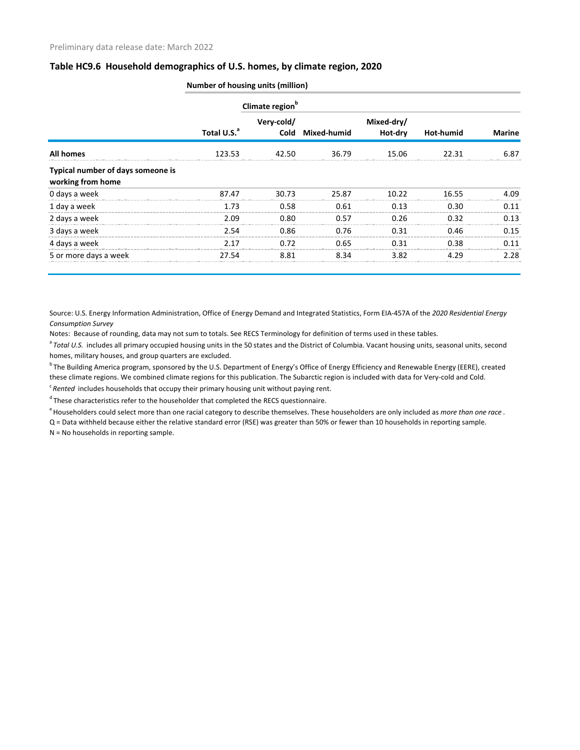Preliminary data release date: March 2022

## Table HC9.6 Household demographics of U.S. homes, by climate region, 2020

| | Number of housing units (million) | | | | | |
|---|---|---|---|---|---|---|
| | | Climate region[b] | | | | |
| | Total U.S.[a] | Very-cold/ Cold | Mixed-humid | Mixed-dry/ Hot-dry | Hot-humid | Marine |
| **All homes** | 123.53 | 42.50 | 36.79 | 15.06 | 22.31 | 6.87 |
| **Typical number of days someone is working from home** | | | | | | |
| 0 days a week | 87.47 | 30.73 | 25.87 | 10.22 | 16.55 | 4.09 |
| 1 day a week | 1.73 | 0.58 | 0.61 | 0.13 | 0.30 | 0.11 |
| 2 days a week | 2.09 | 0.80 | 0.57 | 0.26 | 0.32 | 0.13 |
| 3 days a week | 2.54 | 0.86 | 0.76 | 0.31 | 0.46 | 0.15 |
| 4 days a week | 2.17 | 0.72 | 0.65 | 0.31 | 0.38 | 0.11 |
| 5 or more days a week | 27.54 | 8.81 | 8.34 | 3.82 | 4.29 | 2.28 |

Source: U.S. Energy Information Administration, Office of Energy Demand and Integrated Statistics, Form EIA-457A of the *2020 Residential Energy Consumption Survey*

Notes: Because of rounding, data may not sum to totals. See RECS Terminology for definition of terms used in these tables.

[a] *Total U.S.* includes all primary occupied housing units in the 50 states and the District of Columbia. Vacant housing units, seasonal units, second homes, military houses, and group quarters are excluded.

[b] The Building America program, sponsored by the U.S. Department of Energy's Office of Energy Efficiency and Renewable Energy (EERE), created these climate regions. We combined climate regions for this publication. The Subarctic region is included with data for Very-cold and Cold.

[c] *Rented* includes households that occupy their primary housing unit without paying rent.

[d] These characteristics refer to the householder that completed the RECS questionnaire.

[e] Householders could select more than one racial category to describe themselves. These householders are only included as *more than one race* .

Q = Data withheld because either the relative standard error (RSE) was greater than 50% or fewer than 10 households in reporting sample.

N = No households in reporting sample.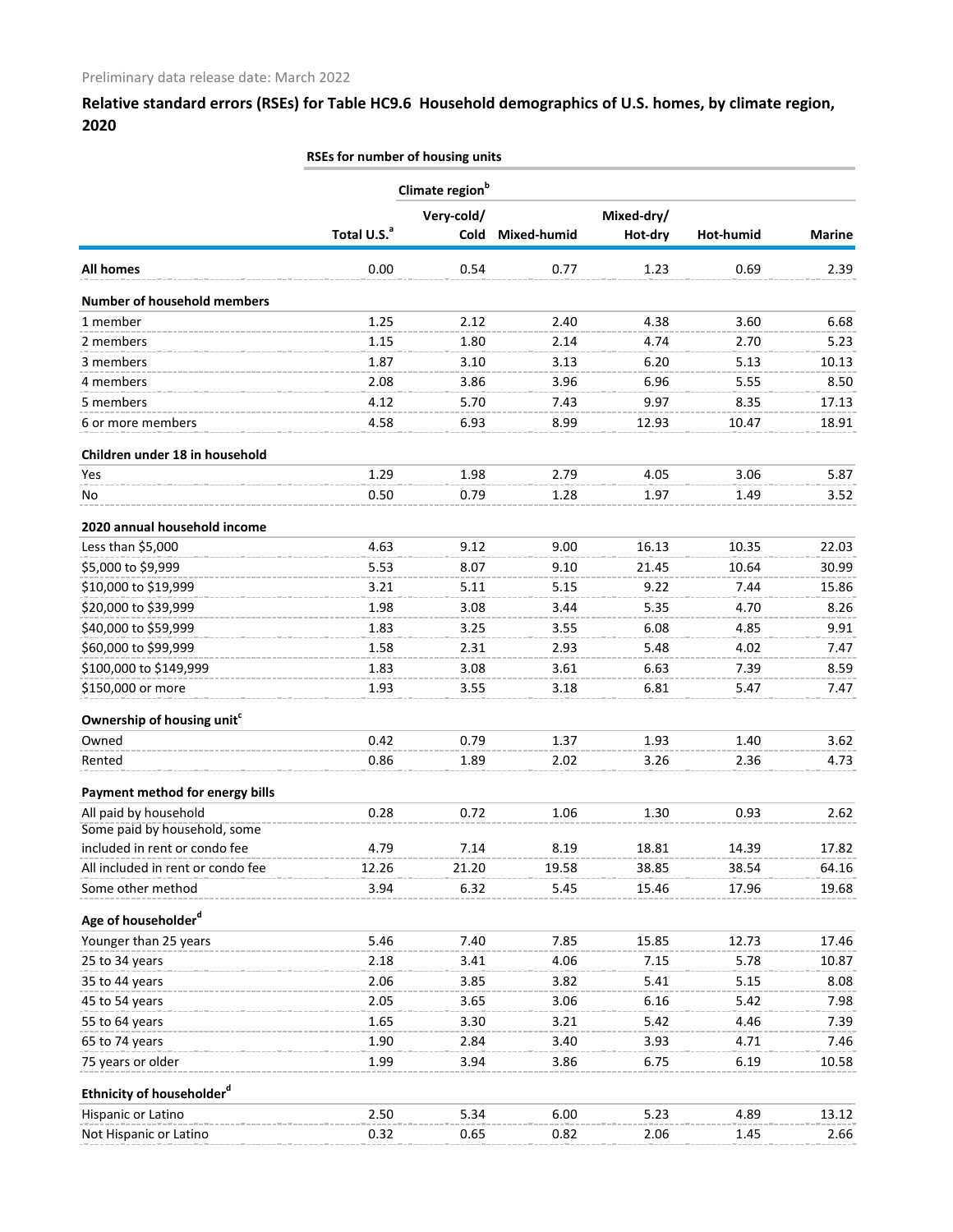Preliminary data release date: March 2022

## Relative standard errors (RSEs) for Table HC9.6 Household demographics of U.S. homes, by climate region, 2020

| | RSEs for number of housing units | | | | | |
|---|---|---|---|---|---|---|
| | | Climate region[b] | | | | |
| | Total U.S.[a] | Very-cold/ Cold | Mixed-humid | Mixed-dry/ Hot-dry | Hot-humid | Marine |
| **All homes** | 0.00 | 0.54 | 0.77 | 1.23 | 0.69 | 2.39 |
| **Number of household members** | | | | | | |
| 1 member | 1.25 | 2.12 | 2.40 | 4.38 | 3.60 | 6.68 |
| 2 members | 1.15 | 1.80 | 2.14 | 4.74 | 2.70 | 5.23 |
| 3 members | 1.87 | 3.10 | 3.13 | 6.20 | 5.13 | 10.13 |
| 4 members | 2.08 | 3.86 | 3.96 | 6.96 | 5.55 | 8.50 |
| 5 members | 4.12 | 5.70 | 7.43 | 9.97 | 8.35 | 17.13 |
| 6 or more members | 4.58 | 6.93 | 8.99 | 12.93 | 10.47 | 18.91 |
| **Children under 18 in household** | | | | | | |
| Yes | 1.29 | 1.98 | 2.79 | 4.05 | 3.06 | 5.87 |
| No | 0.50 | 0.79 | 1.28 | 1.97 | 1.49 | 3.52 |
| **2020 annual household income** | | | | | | |
| Less than $5,000 | 4.63 | 9.12 | 9.00 | 16.13 | 10.35 | 22.03 |
| $5,000 to $9,999 | 5.53 | 8.07 | 9.10 | 21.45 | 10.64 | 30.99 |
| $10,000 to $19,999 | 3.21 | 5.11 | 5.15 | 9.22 | 7.44 | 15.86 |
| $20,000 to $39,999 | 1.98 | 3.08 | 3.44 | 5.35 | 4.70 | 8.26 |
| $40,000 to $59,999 | 1.83 | 3.25 | 3.55 | 6.08 | 4.85 | 9.91 |
| $60,000 to $99,999 | 1.58 | 2.31 | 2.93 | 5.48 | 4.02 | 7.47 |
| $100,000 to $149,999 | 1.83 | 3.08 | 3.61 | 6.63 | 7.39 | 8.59 |
| $150,000 or more | 1.93 | 3.55 | 3.18 | 6.81 | 5.47 | 7.47 |
| **Ownership of housing unit[c]** | | | | | | |
| Owned | 0.42 | 0.79 | 1.37 | 1.93 | 1.40 | 3.62 |
| Rented | 0.86 | 1.89 | 2.02 | 3.26 | 2.36 | 4.73 |
| **Payment method for energy bills** | | | | | | |
| All paid by household | 0.28 | 0.72 | 1.06 | 1.30 | 0.93 | 2.62 |
| Some paid by household, some included in rent or condo fee | 4.79 | 7.14 | 8.19 | 18.81 | 14.39 | 17.82 |
| All included in rent or condo fee | 12.26 | 21.20 | 19.58 | 38.85 | 38.54 | 64.16 |
| Some other method | 3.94 | 6.32 | 5.45 | 15.46 | 17.96 | 19.68 |
| **Age of householder[d]** | | | | | | |
| Younger than 25 years | 5.46 | 7.40 | 7.85 | 15.85 | 12.73 | 17.46 |
| 25 to 34 years | 2.18 | 3.41 | 4.06 | 7.15 | 5.78 | 10.87 |
| 35 to 44 years | 2.06 | 3.85 | 3.82 | 5.41 | 5.15 | 8.08 |
| 45 to 54 years | 2.05 | 3.65 | 3.06 | 6.16 | 5.42 | 7.98 |
| 55 to 64 years | 1.65 | 3.30 | 3.21 | 5.42 | 4.46 | 7.39 |
| 65 to 74 years | 1.90 | 2.84 | 3.40 | 3.93 | 4.71 | 7.46 |
| 75 years or older | 1.99 | 3.94 | 3.86 | 6.75 | 6.19 | 10.58 |
| **Ethnicity of householder[d]** | | | | | | |
| Hispanic or Latino | 2.50 | 5.34 | 6.00 | 5.23 | 4.89 | 13.12 |
| Not Hispanic or Latino | 0.32 | 0.65 | 0.82 | 2.06 | 1.45 | 2.66 |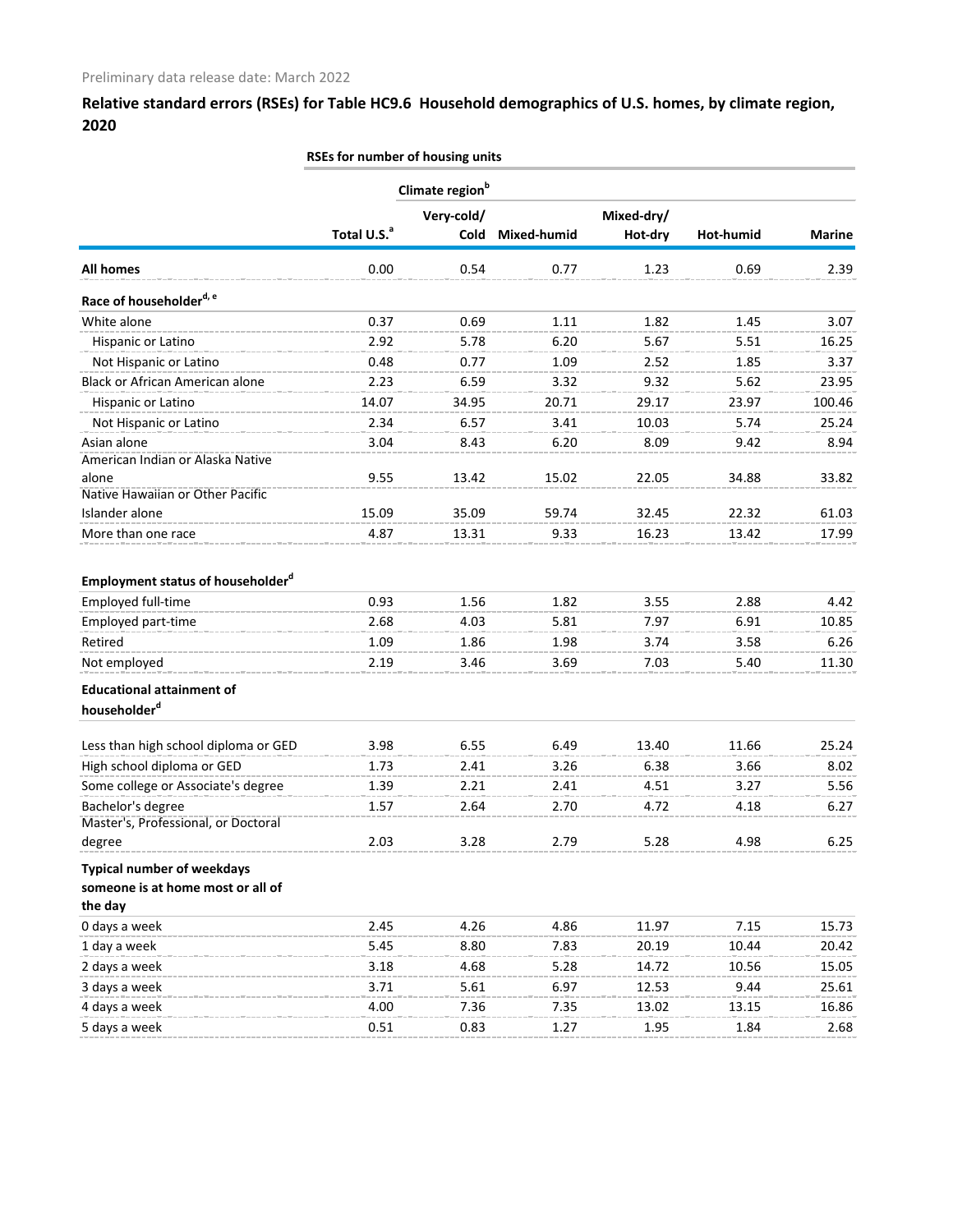Preliminary data release date: March 2022

## Relative standard errors (RSEs) for Table HC9.6 Household demographics of U.S. homes, by climate region, 2020

| | RSEs for number of housing units | | | | | |
|---|---|---|---|---|---|---|
| | | Climate region[b] | | | | |
| | Total U.S.[a] | Very-cold/ Cold | Mixed-humid | Mixed-dry/ Hot-dry | Hot-humid | Marine |
| **All homes** | 0.00 | 0.54 | 0.77 | 1.23 | 0.69 | 2.39 |
| **Race of householder[d, e]** | | | | | | |
| White alone | 0.37 | 0.69 | 1.11 | 1.82 | 1.45 | 3.07 |
| Hispanic or Latino | 2.92 | 5.78 | 6.20 | 5.67 | 5.51 | 16.25 |
| Not Hispanic or Latino | 0.48 | 0.77 | 1.09 | 2.52 | 1.85 | 3.37 |
| Black or African American alone | 2.23 | 6.59 | 3.32 | 9.32 | 5.62 | 23.95 |
| Hispanic or Latino | 14.07 | 34.95 | 20.71 | 29.17 | 23.97 | 100.46 |
| Not Hispanic or Latino | 2.34 | 6.57 | 3.41 | 10.03 | 5.74 | 25.24 |
| Asian alone | 3.04 | 8.43 | 6.20 | 8.09 | 9.42 | 8.94 |
| American Indian or Alaska Native alone | 9.55 | 13.42 | 15.02 | 22.05 | 34.88 | 33.82 |
| Native Hawaiian or Other Pacific Islander alone | 15.09 | 35.09 | 59.74 | 32.45 | 22.32 | 61.03 |
| More than one race | 4.87 | 13.31 | 9.33 | 16.23 | 13.42 | 17.99 |
| **Employment status of householder[d]** | | | | | | |
| Employed full-time | 0.93 | 1.56 | 1.82 | 3.55 | 2.88 | 4.42 |
| Employed part-time | 2.68 | 4.03 | 5.81 | 7.97 | 6.91 | 10.85 |
| Retired | 1.09 | 1.86 | 1.98 | 3.74 | 3.58 | 6.26 |
| Not employed | 2.19 | 3.46 | 3.69 | 7.03 | 5.40 | 11.30 |
| **Educational attainment of householder[d]** | | | | | | |
| Less than high school diploma or GED | 3.98 | 6.55 | 6.49 | 13.40 | 11.66 | 25.24 |
| High school diploma or GED | 1.73 | 2.41 | 3.26 | 6.38 | 3.66 | 8.02 |
| Some college or Associate's degree | 1.39 | 2.21 | 2.41 | 4.51 | 3.27 | 5.56 |
| Bachelor's degree | 1.57 | 2.64 | 2.70 | 4.72 | 4.18 | 6.27 |
| Master's, Professional, or Doctoral degree | 2.03 | 3.28 | 2.79 | 5.28 | 4.98 | 6.25 |
| **Typical number of weekdays someone is at home most or all of the day** | | | | | | |
| 0 days a week | 2.45 | 4.26 | 4.86 | 11.97 | 7.15 | 15.73 |
| 1 day a week | 5.45 | 8.80 | 7.83 | 20.19 | 10.44 | 20.42 |
| 2 days a week | 3.18 | 4.68 | 5.28 | 14.72 | 10.56 | 15.05 |
| 3 days a week | 3.71 | 5.61 | 6.97 | 12.53 | 9.44 | 25.61 |
| 4 days a week | 4.00 | 7.36 | 7.35 | 13.02 | 13.15 | 16.86 |
| 5 days a week | 0.51 | 0.83 | 1.27 | 1.95 | 1.84 | 2.68 |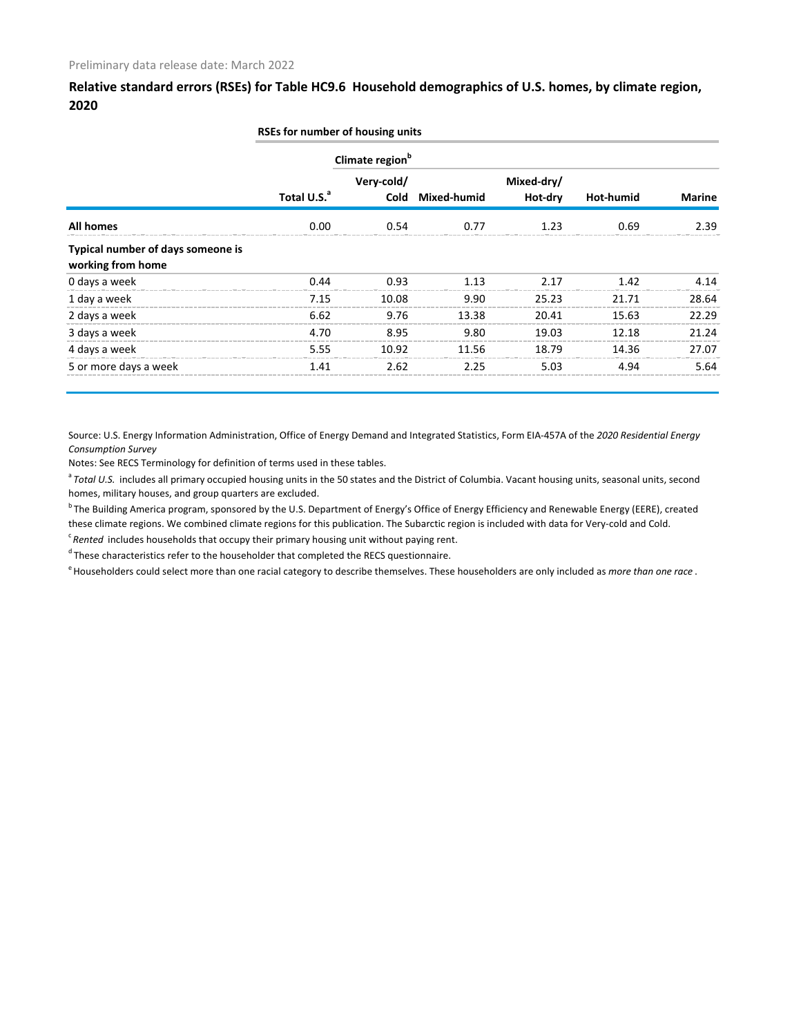Preliminary data release date: March 2022

## Relative standard errors (RSEs) for Table HC9.6 Household demographics of U.S. homes, by climate region, 2020

| | RSEs for number of housing units | | | | | |
|---|---|---|---|---|---|---|
| | | Climate region[b] | | | | |
| | Total U.S.[a] | Very-cold/ Cold | Mixed-humid | Mixed-dry/ Hot-dry | Hot-humid | Marine |
| **All homes** | 0.00 | 0.54 | 0.77 | 1.23 | 0.69 | 2.39 |
| **Typical number of days someone is working from home** | | | | | | |
| 0 days a week | 0.44 | 0.93 | 1.13 | 2.17 | 1.42 | 4.14 |
| 1 day a week | 7.15 | 10.08 | 9.90 | 25.23 | 21.71 | 28.64 |
| 2 days a week | 6.62 | 9.76 | 13.38 | 20.41 | 15.63 | 22.29 |
| 3 days a week | 4.70 | 8.95 | 9.80 | 19.03 | 12.18 | 21.24 |
| 4 days a week | 5.55 | 10.92 | 11.56 | 18.79 | 14.36 | 27.07 |
| 5 or more days a week | 1.41 | 2.62 | 2.25 | 5.03 | 4.94 | 5.64 |

Source: U.S. Energy Information Administration, Office of Energy Demand and Integrated Statistics, Form EIA-457A of the *2020 Residential Energy Consumption Survey*

Notes: See RECS Terminology for definition of terms used in these tables.

[a] *Total U.S.* includes all primary occupied housing units in the 50 states and the District of Columbia. Vacant housing units, seasonal units, second homes, military houses, and group quarters are excluded.

[b] The Building America program, sponsored by the U.S. Department of Energy's Office of Energy Efficiency and Renewable Energy (EERE), created these climate regions. We combined climate regions for this publication. The Subarctic region is included with data for Very-cold and Cold.

[c] *Rented* includes households that occupy their primary housing unit without paying rent.

[d] These characteristics refer to the householder that completed the RECS questionnaire.

[e] Householders could select more than one racial category to describe themselves. These householders are only included as *more than one race*.